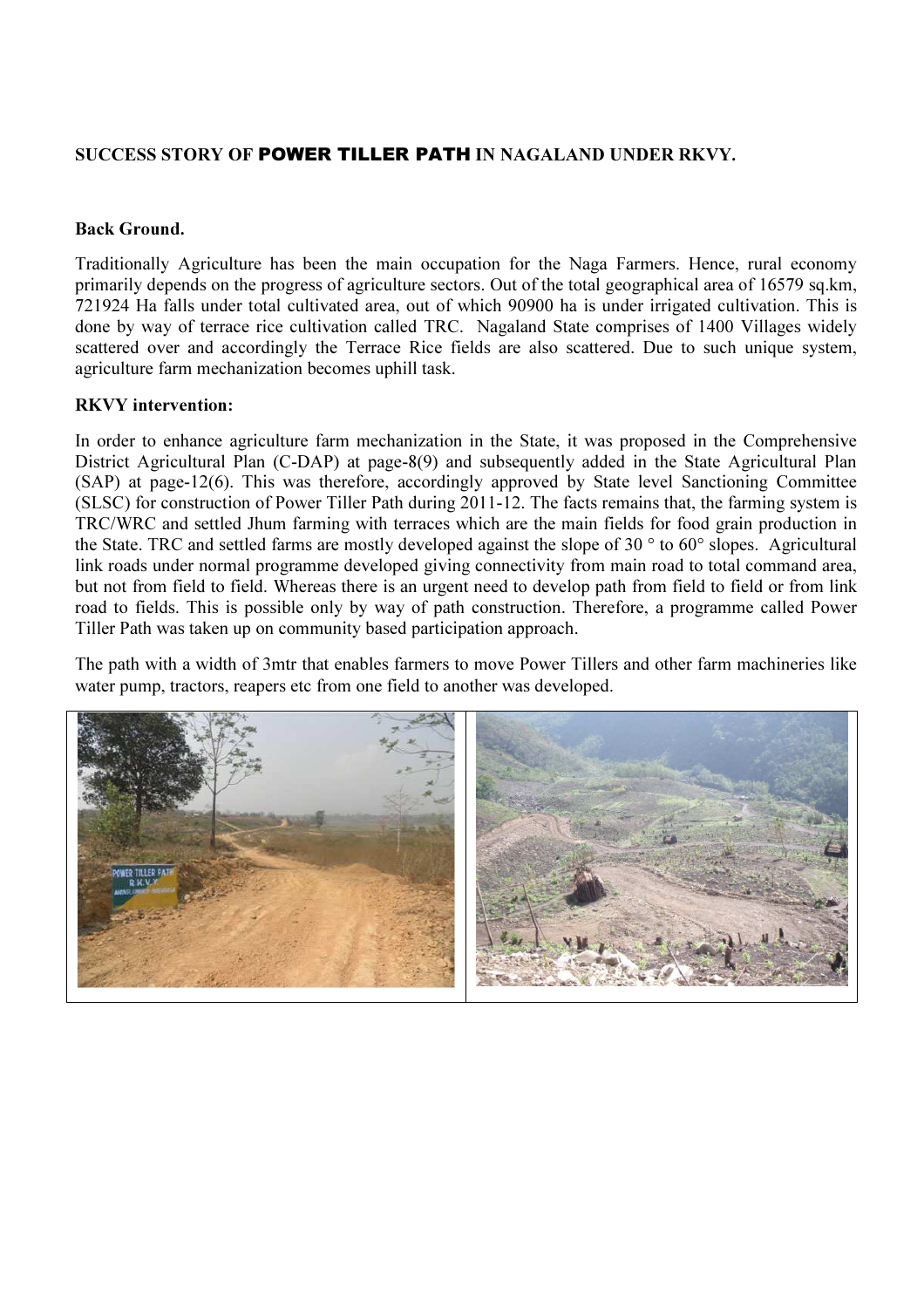## SUCCESS STORY OF POWER TILLER PATH IN NAGALAND UNDER RKVY.

### Back Ground.

Traditionally Agriculture has been the main occupation for the Naga Farmers. Hence, rural economy primarily depends on the progress of agriculture sectors. Out of the total geographical area of 16579 sq.km, 721924 Ha falls under total cultivated area, out of which 90900 ha is under irrigated cultivation. This is done by way of terrace rice cultivation called TRC. Nagaland State comprises of 1400 Villages widely scattered over and accordingly the Terrace Rice fields are also scattered. Due to such unique system, agriculture farm mechanization becomes uphill task.

### RKVY intervention:

In order to enhance agriculture farm mechanization in the State, it was proposed in the Comprehensive District Agricultural Plan (C-DAP) at page-8(9) and subsequently added in the State Agricultural Plan (SAP) at page-12(6). This was therefore, accordingly approved by State level Sanctioning Committee (SLSC) for construction of Power Tiller Path during 2011-12. The facts remains that, the farming system is TRC/WRC and settled Jhum farming with terraces which are the main fields for food grain production in the State. TRC and settled farms are mostly developed against the slope of 30 ° to 60° slopes. Agricultural link roads under normal programme developed giving connectivity from main road to total command area, but not from field to field. Whereas there is an urgent need to develop path from field to field or from link road to fields. This is possible only by way of path construction. Therefore, a programme called Power Tiller Path was taken up on community based participation approach.

The path with a width of 3mtr that enables farmers to move Power Tillers and other farm machineries like water pump, tractors, reapers etc from one field to another was developed.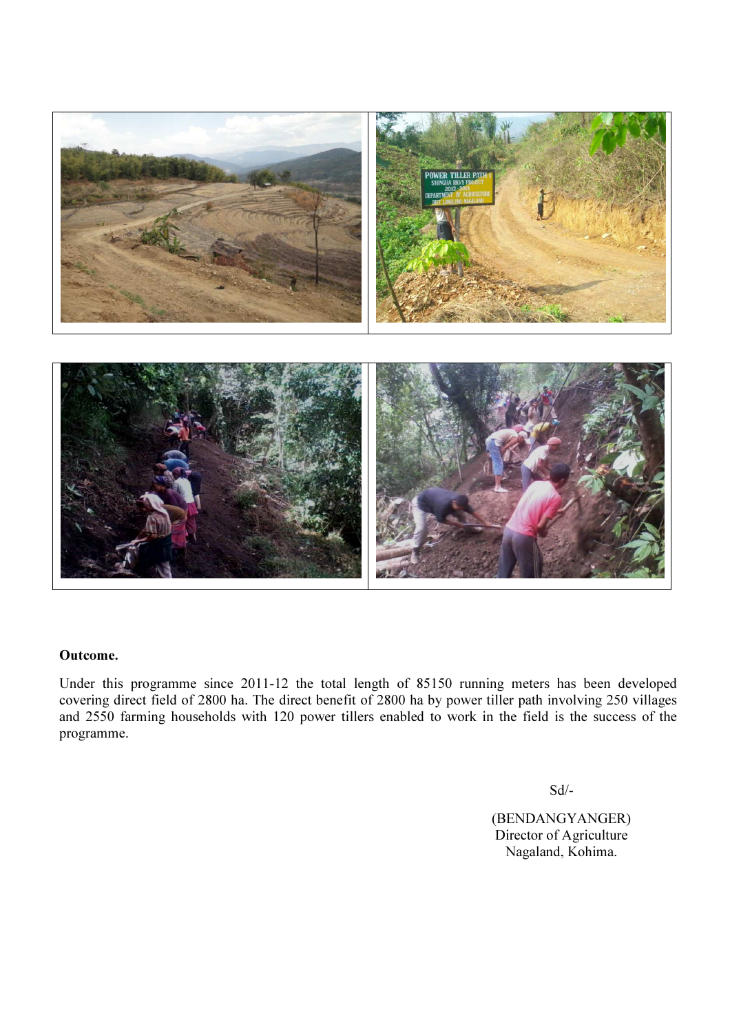**Outcome.**

Under this programme since 2011-12 the total length of 85150 running meters has been developed covering direct field of 2800 ha. The direct benefit of 2800 ha by power tiller path involving 250 villages and 2550 farming households with 120 power tillers enabled to work in the field is the success of the programme.

Sd/-

(BENDANGYANGER)
Director of Agriculture
Nagaland, Kohima.